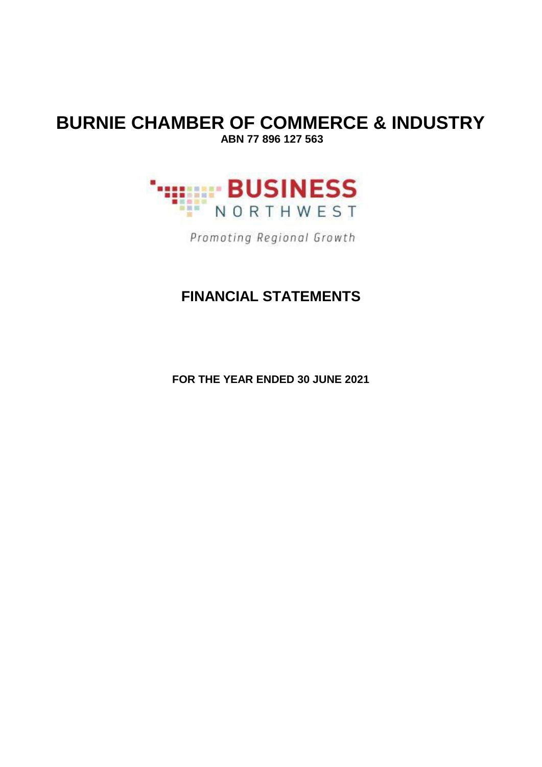# BURNIE CHAMBER OF COMMERCE & INDUSTRY

**ABN 77 896 127 563**

BUSINESS NORTHWEST

*Promoting Regional Growth*

## FINANCIAL STATEMENTS

**FOR THE YEAR ENDED 30 JUNE 2021**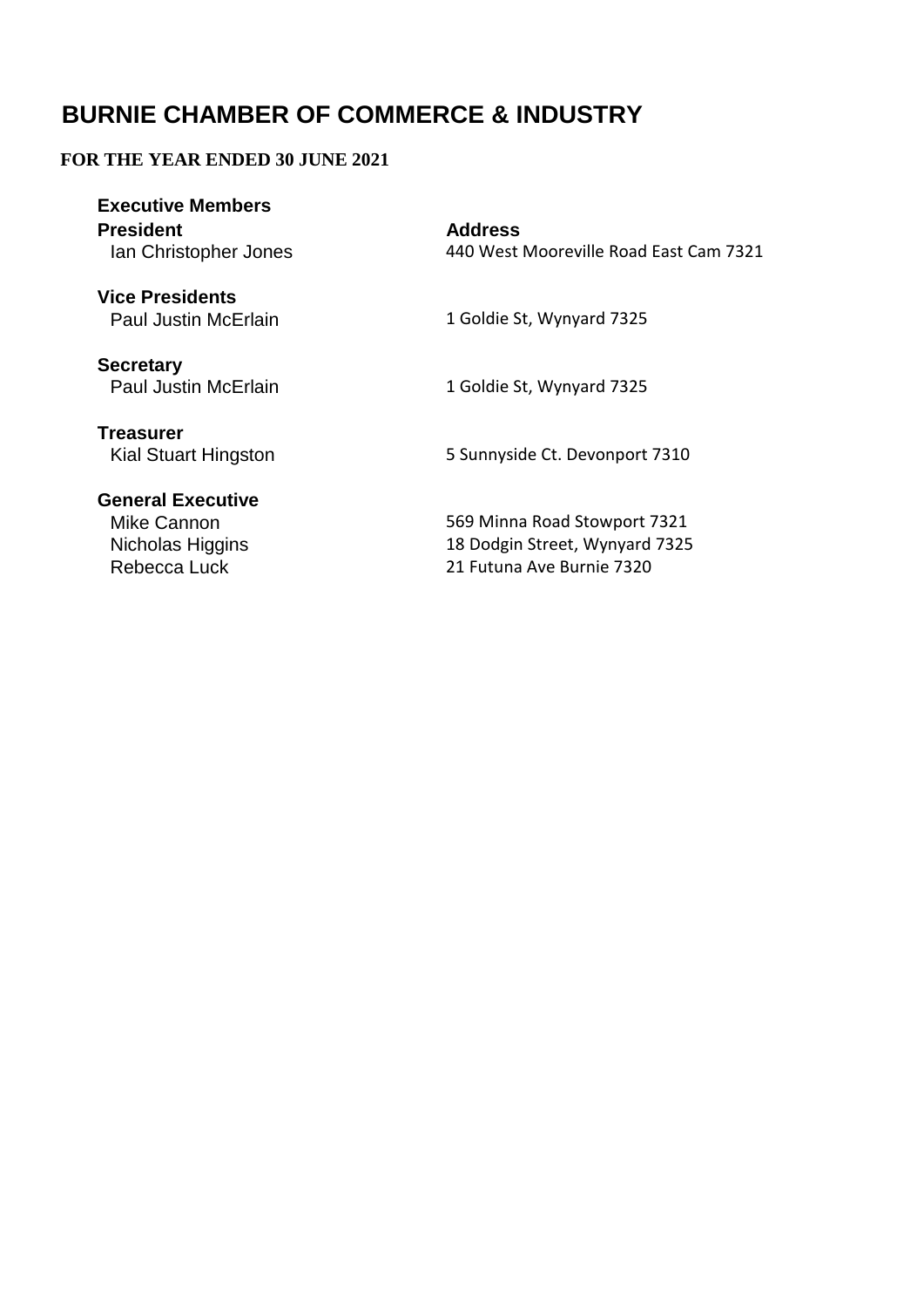# BURNIE CHAMBER OF COMMERCE & INDUSTRY

**FOR THE YEAR ENDED 30 JUNE 2021**

**Executive Members**

| **President** | **Address** |
|---|---|
| Ian Christopher Jones | 440 West Mooreville Road East Cam 7321 |
| **Vice Presidents** | |
| Paul Justin McErlain | 1 Goldie St, Wynyard 7325 |
| **Secretary** | |
| Paul Justin McErlain | 1 Goldie St, Wynyard 7325 |
| **Treasurer** | |
| Kial Stuart Hingston | 5 Sunnyside Ct. Devonport 7310 |
| **General Executive** | |
| Mike Cannon | 569 Minna Road Stowport 7321 |
| Nicholas Higgins | 18 Dodgin Street, Wynyard 7325 |
| Rebecca Luck | 21 Futuna Ave Burnie 7320 |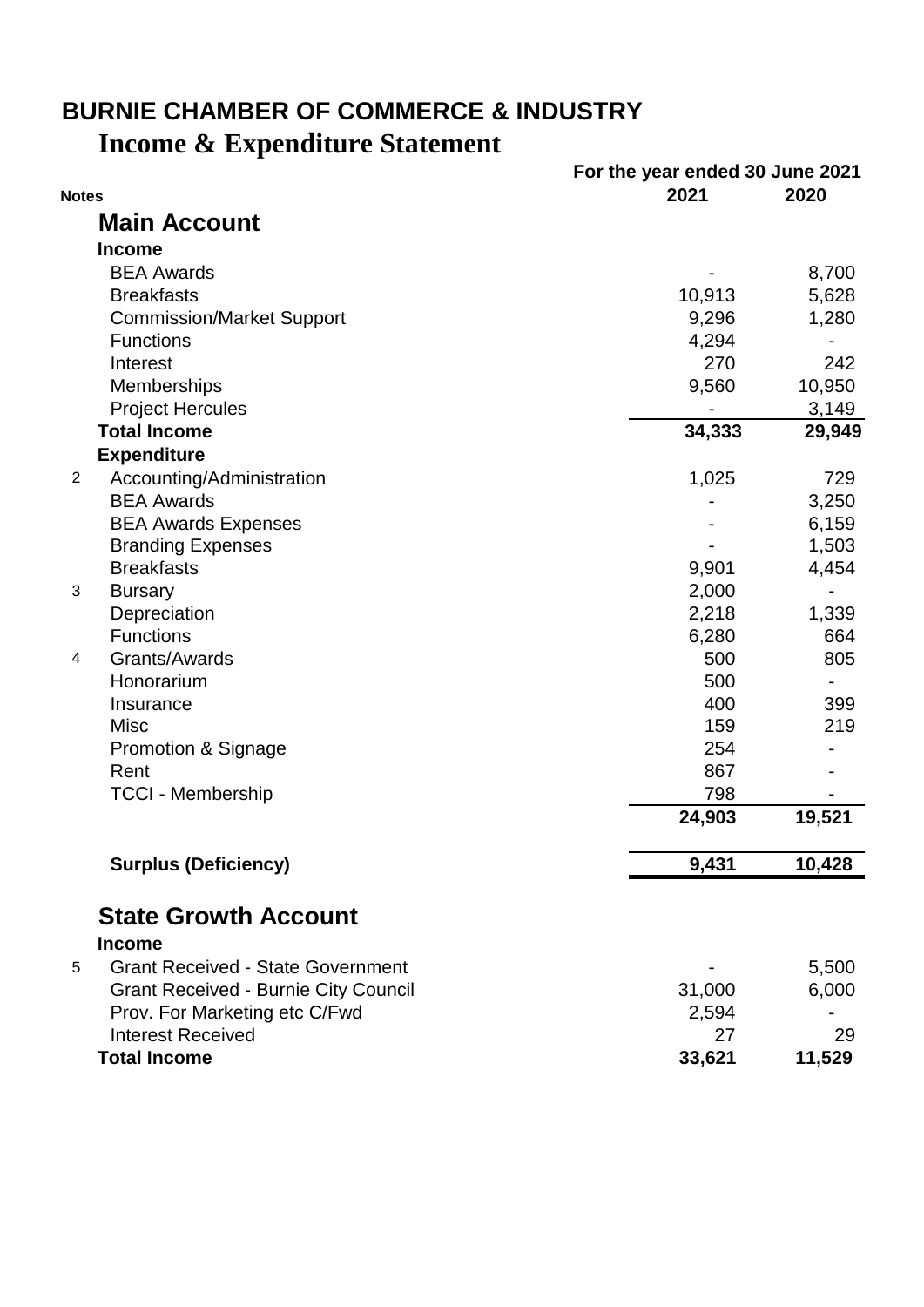# BURNIE CHAMBER OF COMMERCE & INDUSTRY

## Income & Expenditure Statement

For the year ended 30 June 2021

| Notes | | 2021 | 2020 |
|---|---|---|---|
| | **Main Account** | | |
| | **Income** | | |
| | BEA Awards | - | 8,700 |
| | Breakfasts | 10,913 | 5,628 |
| | Commission/Market Support | 9,296 | 1,280 |
| | Functions | 4,294 | - |
| | Interest | 270 | 242 |
| | Memberships | 9,560 | 10,950 |
| | Project Hercules | - | 3,149 |
| | **Total Income** | **34,333** | **29,949** |
| | **Expenditure** | | |
| 2 | Accounting/Administration | 1,025 | 729 |
| | BEA Awards | - | 3,250 |
| | BEA Awards Expenses | - | 6,159 |
| | Branding Expenses | - | 1,503 |
| | Breakfasts | 9,901 | 4,454 |
| 3 | Bursary | 2,000 | - |
| | Depreciation | 2,218 | 1,339 |
| | Functions | 6,280 | 664 |
| 4 | Grants/Awards | 500 | 805 |
| | Honorarium | 500 | - |
| | Insurance | 400 | 399 |
| | Misc | 159 | 219 |
| | Promotion & Signage | 254 | - |
| | Rent | 867 | - |
| | TCCI - Membership | 798 | - |
| | | **24,903** | **19,521** |
| | **Surplus (Deficiency)** | **9,431** | **10,428** |
| | **State Growth Account** | | |
| | **Income** | | |
| 5 | Grant Received - State Government | - | 5,500 |
| | Grant Received - Burnie City Council | 31,000 | 6,000 |
| | Prov. For Marketing etc C/Fwd | 2,594 | - |
| | Interest Received | 27 | 29 |
| | **Total Income** | **33,621** | **11,529** |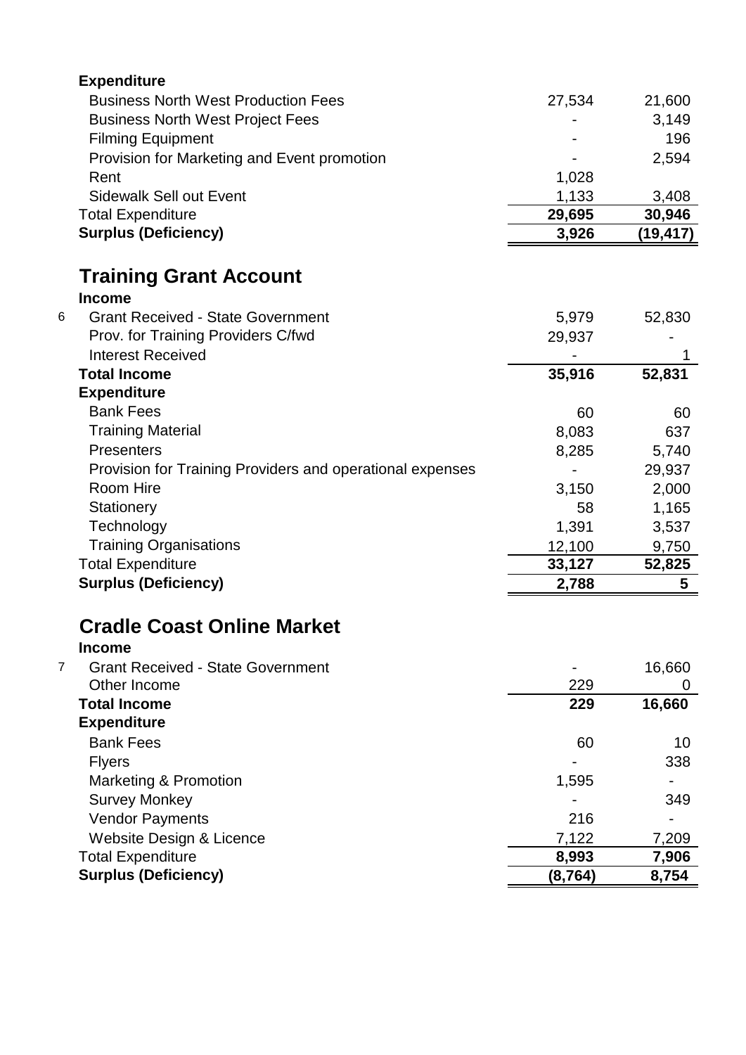| | | |
|---|---|---|
| **Expenditure** | | |
| Business North West Production Fees | 27,534 | 21,600 |
| Business North West Project Fees | - | 3,149 |
| Filming Equipment | - | 196 |
| Provision for Marketing and Event promotion | - | 2,594 |
| Rent | 1,028 | |
| Sidewalk Sell out Event | 1,133 | 3,408 |
| Total Expenditure | **29,695** | **30,946** |
| **Surplus (Deficiency)** | **3,926** | **(19,417)** |

## Training Grant Account

| | | |
|---|---|---|
| **Income** | | |
| 6 Grant Received - State Government | 5,979 | 52,830 |
| Prov. for Training Providers C/fwd | 29,937 | - |
| Interest Received | - | 1 |
| **Total Income** | **35,916** | **52,831** |
| **Expenditure** | | |
| Bank Fees | 60 | 60 |
| Training Material | 8,083 | 637 |
| Presenters | 8,285 | 5,740 |
| Provision for Training Providers and operational expenses | - | 29,937 |
| Room Hire | 3,150 | 2,000 |
| Stationery | 58 | 1,165 |
| Technology | 1,391 | 3,537 |
| Training Organisations | 12,100 | 9,750 |
| Total Expenditure | **33,127** | **52,825** |
| **Surplus (Deficiency)** | **2,788** | **5** |

## Cradle Coast Online Market

| | | |
|---|---|---|
| **Income** | | |
| 7 Grant Received - State Government | - | 16,660 |
| Other Income | 229 | 0 |
| **Total Income** | **229** | **16,660** |
| **Expenditure** | | |
| Bank Fees | 60 | 10 |
| Flyers | - | 338 |
| Marketing & Promotion | 1,595 | - |
| Survey Monkey | - | 349 |
| Vendor Payments | 216 | - |
| Website Design & Licence | 7,122 | 7,209 |
| Total Expenditure | **8,993** | **7,906** |
| **Surplus (Deficiency)** | **(8,764)** | **8,754** |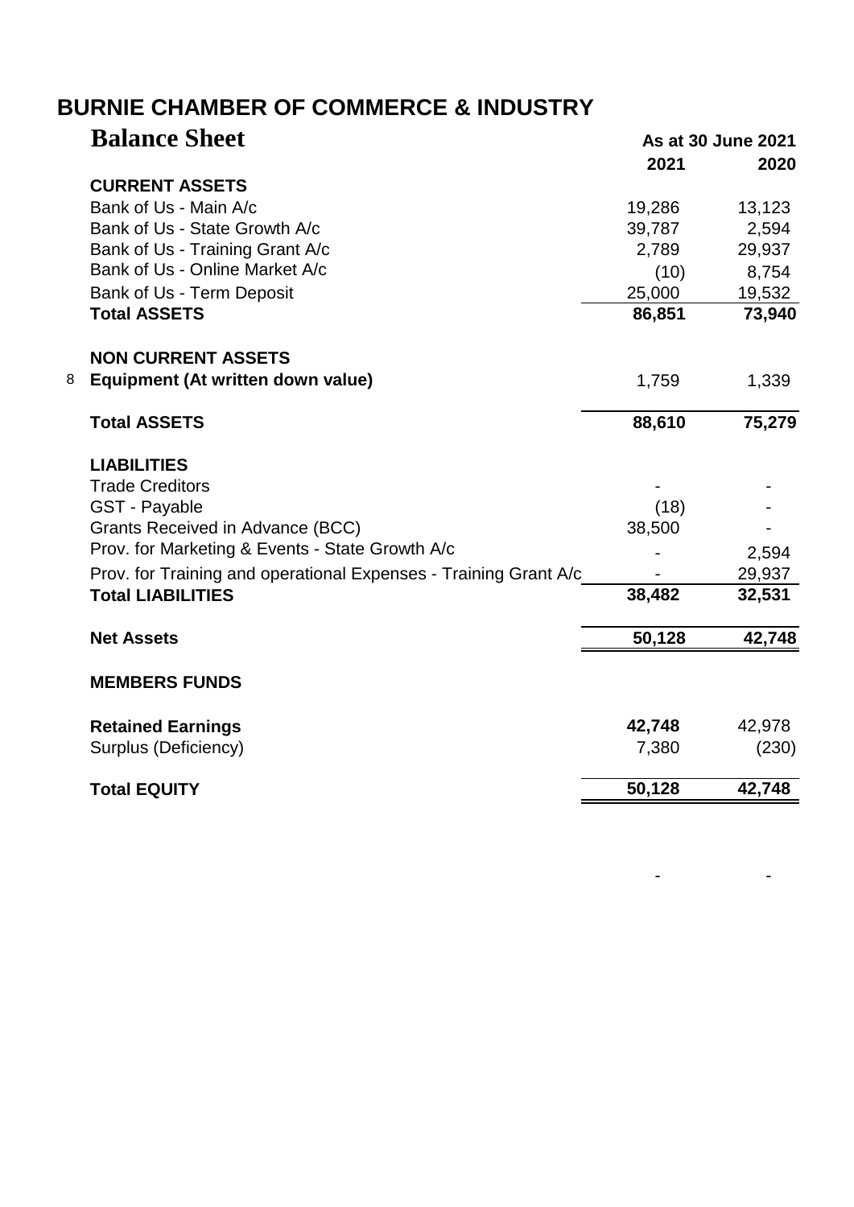# BURNIE CHAMBER OF COMMERCE & INDUSTRY

## Balance Sheet

As at 30 June 2021

| | | 2021 | 2020 |
|---|---|---|---|
| | **CURRENT ASSETS** | | |
| | Bank of Us - Main A/c | 19,286 | 13,123 |
| | Bank of Us - State Growth A/c | 39,787 | 2,594 |
| | Bank of Us - Training Grant A/c | 2,789 | 29,937 |
| | Bank of Us - Online Market A/c | (10) | 8,754 |
| | Bank of Us - Term Deposit | 25,000 | 19,532 |
| | **Total ASSETS** | **86,851** | **73,940** |
| | | | |
| | **NON CURRENT ASSETS** | | |
| 8 | **Equipment (At written down value)** | 1,759 | 1,339 |
| | | | |
| | **Total ASSETS** | **88,610** | **75,279** |
| | | | |
| | **LIABILITIES** | | |
| | Trade Creditors | - | - |
| | GST - Payable | (18) | - |
| | Grants Received in Advance (BCC) | 38,500 | - |
| | Prov. for Marketing & Events - State Growth A/c | - | 2,594 |
| | Prov. for Training and operational Expenses - Training Grant A/c | - | 29,937 |
| | **Total LIABILITIES** | **38,482** | **32,531** |
| | | | |
| | **Net Assets** | **50,128** | **42,748** |
| | | | |
| | **MEMBERS FUNDS** | | |
| | | | |
| | **Retained Earnings** | **42,748** | 42,978 |
| | Surplus (Deficiency) | 7,380 | (230) |
| | | | |
| | **Total EQUITY** | **50,128** | **42,748** |
| | | - | - |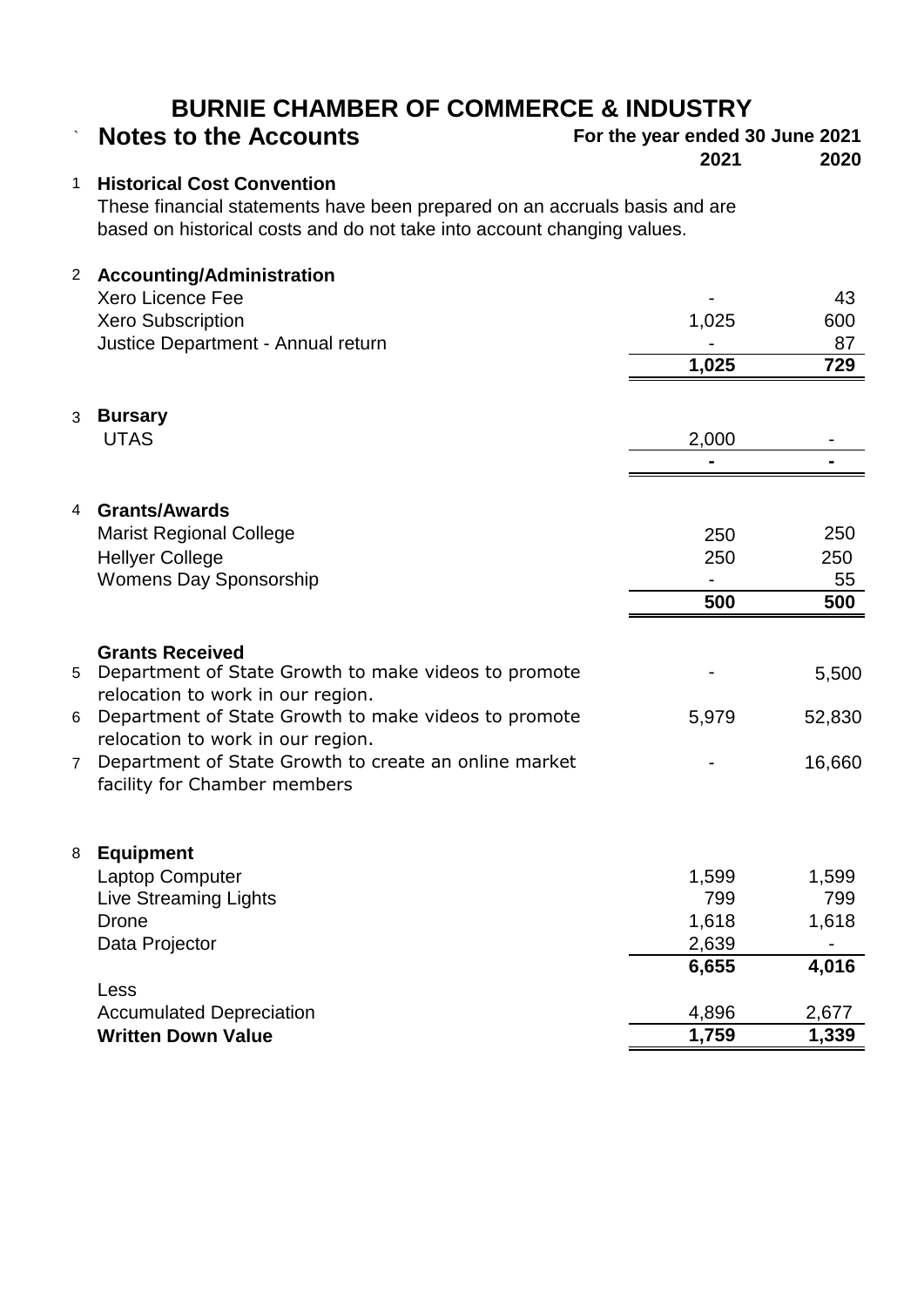# BURNIE CHAMBER OF COMMERCE & INDUSTRY

## Notes to the Accounts

**For the year ended 30 June 2021**

| | | 2021 | 2020 |
|---|---|---|---|
| 1 | **Historical Cost Convention** | | |
| | These financial statements have been prepared on an accruals basis and are based on historical costs and do not take into account changing values. | | |
| 2 | **Accounting/Administration** | | |
| | Xero Licence Fee | - | 43 |
| | Xero Subscription | 1,025 | 600 |
| | Justice Department - Annual return | - | 87 |
| | | **1,025** | **729** |
| 3 | **Bursary** | | |
| | UTAS | 2,000 | - |
| | | **-** | **-** |
| 4 | **Grants/Awards** | | |
| | Marist Regional College | 250 | 250 |
| | Hellyer College | 250 | 250 |
| | Womens Day Sponsorship | - | 55 |
| | | **500** | **500** |
| | **Grants Received** | | |
| 5 | Department of State Growth to make videos to promote relocation to work in our region. | - | 5,500 |
| 6 | Department of State Growth to make videos to promote relocation to work in our region. | 5,979 | 52,830 |
| 7 | Department of State Growth to create an online market facility for Chamber members | - | 16,660 |
| 8 | **Equipment** | | |
| | Laptop Computer | 1,599 | 1,599 |
| | Live Streaming Lights | 799 | 799 |
| | Drone | 1,618 | 1,618 |
| | Data Projector | 2,639 | - |
| | | **6,655** | **4,016** |
| | Less | | |
| | Accumulated Depreciation | 4,896 | 2,677 |
| | **Written Down Value** | **1,759** | **1,339** |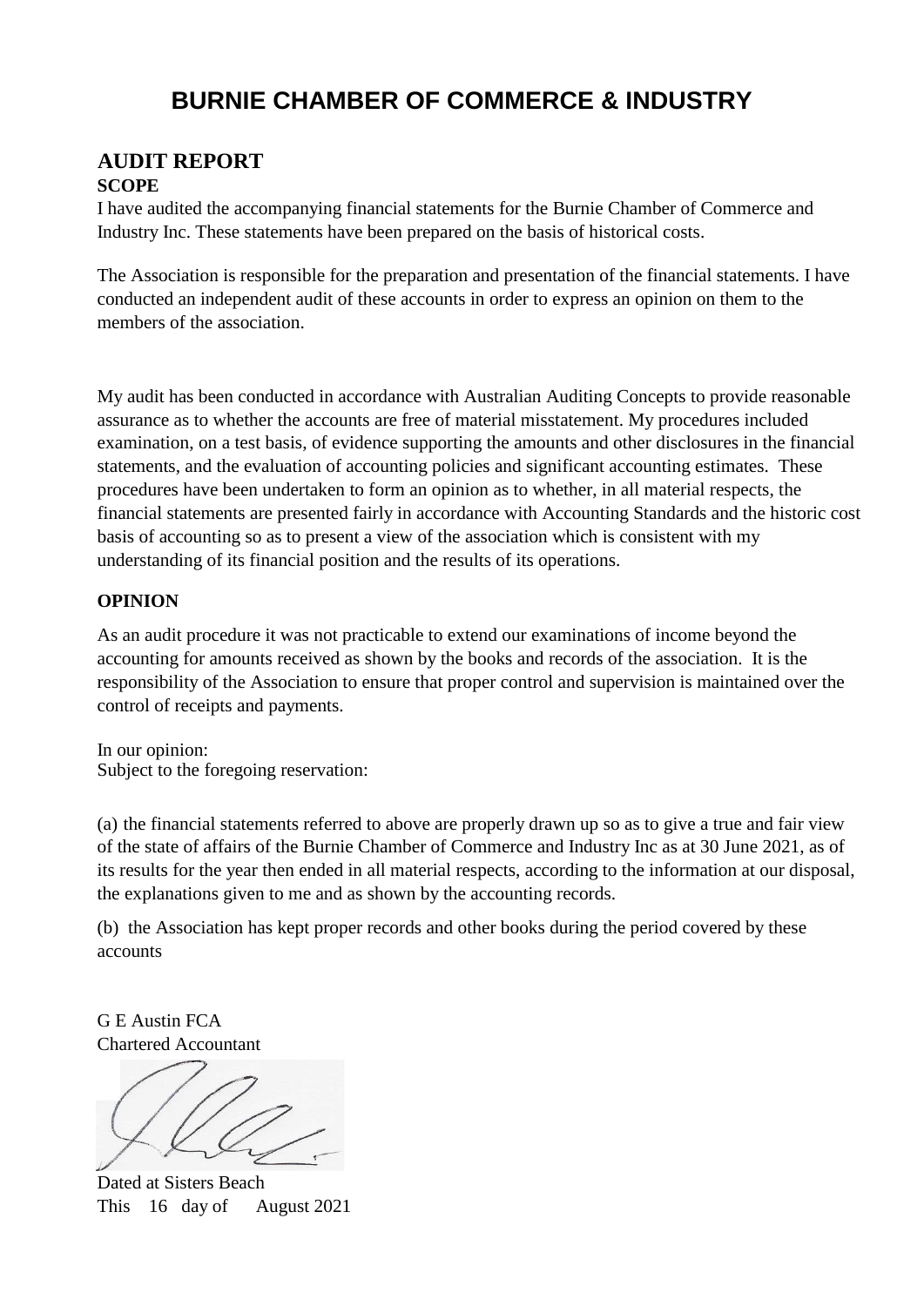# BURNIE CHAMBER OF COMMERCE & INDUSTRY

## AUDIT REPORT

**SCOPE**

I have audited the accompanying financial statements for the Burnie Chamber of Commerce and Industry Inc. These statements have been prepared on the basis of historical costs.

The Association is responsible for the preparation and presentation of the financial statements. I have conducted an independent audit of these accounts in order to express an opinion on them to the members of the association.

My audit has been conducted in accordance with Australian Auditing Concepts to provide reasonable assurance as to whether the accounts are free of material misstatement. My procedures included examination, on a test basis, of evidence supporting the amounts and other disclosures in the financial statements, and the evaluation of accounting policies and significant accounting estimates. These procedures have been undertaken to form an opinion as to whether, in all material respects, the financial statements are presented fairly in accordance with Accounting Standards and the historic cost basis of accounting so as to present a view of the association which is consistent with my understanding of its financial position and the results of its operations.

**OPINION**

As an audit procedure it was not practicable to extend our examinations of income beyond the accounting for amounts received as shown by the books and records of the association. It is the responsibility of the Association to ensure that proper control and supervision is maintained over the control of receipts and payments.

In our opinion:
Subject to the foregoing reservation:

(a) the financial statements referred to above are properly drawn up so as to give a true and fair view of the state of affairs of the Burnie Chamber of Commerce and Industry Inc as at 30 June 2021, as of its results for the year then ended in all material respects, according to the information at our disposal, the explanations given to me and as shown by the accounting records.

(b) the Association has kept proper records and other books during the period covered by these accounts

G E Austin FCA
Chartered Accountant

Dated at Sisters Beach
This 16 day of August 2021